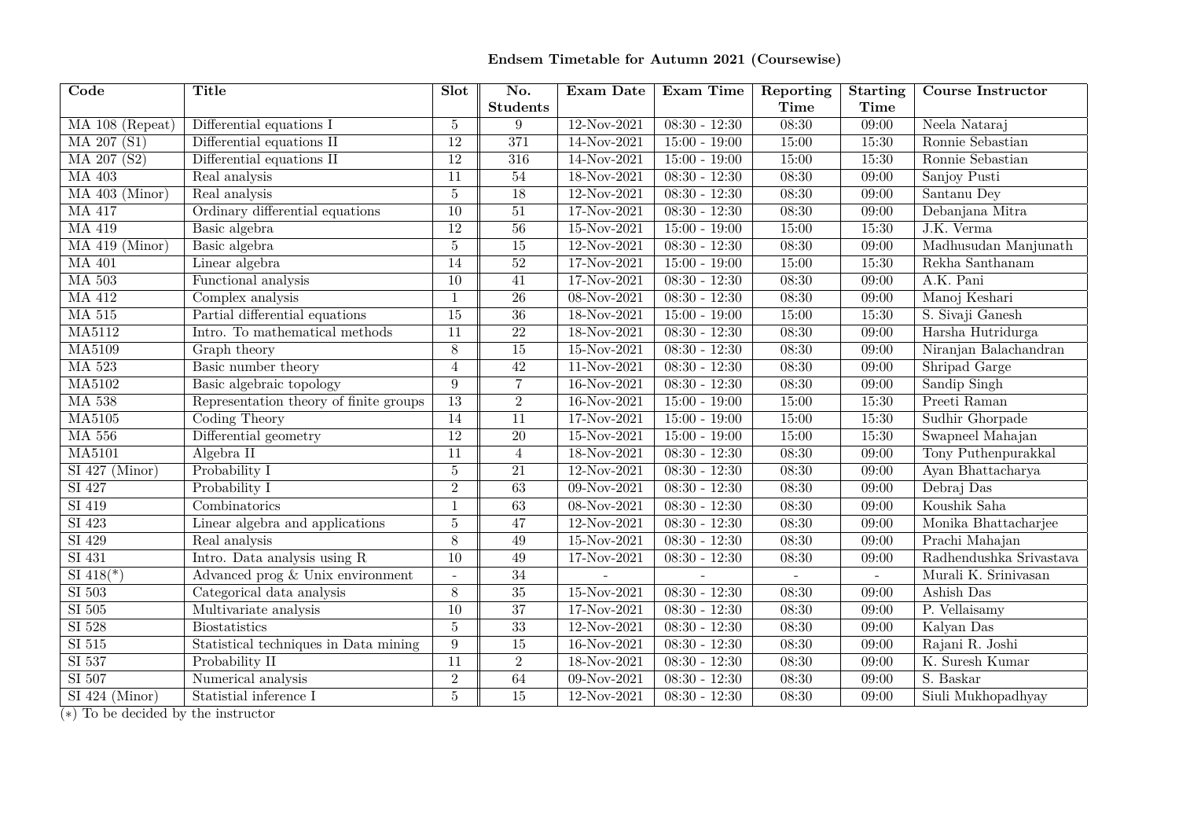### Endsem Timetable for Autumn 2021 (Coursewise)

| Code | Title | Slot | No. Students | Exam Date | Exam Time | Reporting Time | Starting Time | Course Instructor |
|---|---|---|---|---|---|---|---|---|
| MA 108 (Repeat) | Differential equations I | 5 | 9 | 12-Nov-2021 | 08:30 - 12:30 | 08:30 | 09:00 | Neela Nataraj |
| MA 207 (S1) | Differential equations II | 12 | 371 | 14-Nov-2021 | 15:00 - 19:00 | 15:00 | 15:30 | Ronnie Sebastian |
| MA 207 (S2) | Differential equations II | 12 | 316 | 14-Nov-2021 | 15:00 - 19:00 | 15:00 | 15:30 | Ronnie Sebastian |
| MA 403 | Real analysis | 11 | 54 | 18-Nov-2021 | 08:30 - 12:30 | 08:30 | 09:00 | Sanjoy Pusti |
| MA 403 (Minor) | Real analysis | 5 | 18 | 12-Nov-2021 | 08:30 - 12:30 | 08:30 | 09:00 | Santanu Dey |
| MA 417 | Ordinary differential equations | 10 | 51 | 17-Nov-2021 | 08:30 - 12:30 | 08:30 | 09:00 | Debanjana Mitra |
| MA 419 | Basic algebra | 12 | 56 | 15-Nov-2021 | 15:00 - 19:00 | 15:00 | 15:30 | J.K. Verma |
| MA 419 (Minor) | Basic algebra | 5 | 15 | 12-Nov-2021 | 08:30 - 12:30 | 08:30 | 09:00 | Madhusudan Manjunath |
| MA 401 | Linear algebra | 14 | 52 | 17-Nov-2021 | 15:00 - 19:00 | 15:00 | 15:30 | Rekha Santhanam |
| MA 503 | Functional analysis | 10 | 41 | 17-Nov-2021 | 08:30 - 12:30 | 08:30 | 09:00 | A.K. Pani |
| MA 412 | Complex analysis | 1 | 26 | 08-Nov-2021 | 08:30 - 12:30 | 08:30 | 09:00 | Manoj Keshari |
| MA 515 | Partial differential equations | 15 | 36 | 18-Nov-2021 | 15:00 - 19:00 | 15:00 | 15:30 | S. Sivaji Ganesh |
| MA5112 | Intro. To mathematical methods | 11 | 22 | 18-Nov-2021 | 08:30 - 12:30 | 08:30 | 09:00 | Harsha Hutridurga |
| MA5109 | Graph theory | 8 | 15 | 15-Nov-2021 | 08:30 - 12:30 | 08:30 | 09:00 | Niranjan Balachandran |
| MA 523 | Basic number theory | 4 | 42 | 11-Nov-2021 | 08:30 - 12:30 | 08:30 | 09:00 | Shripad Garge |
| MA5102 | Basic algebraic topology | 9 | 7 | 16-Nov-2021 | 08:30 - 12:30 | 08:30 | 09:00 | Sandip Singh |
| MA 538 | Representation theory of finite groups | 13 | 2 | 16-Nov-2021 | 15:00 - 19:00 | 15:00 | 15:30 | Preeti Raman |
| MA5105 | Coding Theory | 14 | 11 | 17-Nov-2021 | 15:00 - 19:00 | 15:00 | 15:30 | Sudhir Ghorpade |
| MA 556 | Differential geometry | 12 | 20 | 15-Nov-2021 | 15:00 - 19:00 | 15:00 | 15:30 | Swapneel Mahajan |
| MA5101 | Algebra II | 11 | 4 | 18-Nov-2021 | 08:30 - 12:30 | 08:30 | 09:00 | Tony Puthenpurakkal |
| SI 427 (Minor) | Probability I | 5 | 21 | 12-Nov-2021 | 08:30 - 12:30 | 08:30 | 09:00 | Ayan Bhattacharya |
| SI 427 | Probability I | 2 | 63 | 09-Nov-2021 | 08:30 - 12:30 | 08:30 | 09:00 | Debraj Das |
| SI 419 | Combinatorics | 1 | 63 | 08-Nov-2021 | 08:30 - 12:30 | 08:30 | 09:00 | Koushik Saha |
| SI 423 | Linear algebra and applications | 5 | 47 | 12-Nov-2021 | 08:30 - 12:30 | 08:30 | 09:00 | Monika Bhattacharjee |
| SI 429 | Real analysis | 8 | 49 | 15-Nov-2021 | 08:30 - 12:30 | 08:30 | 09:00 | Prachi Mahajan |
| SI 431 | Intro. Data analysis using R | 10 | 49 | 17-Nov-2021 | 08:30 - 12:30 | 08:30 | 09:00 | Radhendushka Srivastava |
| SI 418(*) | Advanced prog & Unix environment | - | 34 | - | - | - | - | Murali K. Srinivasan |
| SI 503 | Categorical data analysis | 8 | 35 | 15-Nov-2021 | 08:30 - 12:30 | 08:30 | 09:00 | Ashish Das |
| SI 505 | Multivariate analysis | 10 | 37 | 17-Nov-2021 | 08:30 - 12:30 | 08:30 | 09:00 | P. Vellaisamy |
| SI 528 | Biostatistics | 5 | 33 | 12-Nov-2021 | 08:30 - 12:30 | 08:30 | 09:00 | Kalyan Das |
| SI 515 | Statistical techniques in Data mining | 9 | 15 | 16-Nov-2021 | 08:30 - 12:30 | 08:30 | 09:00 | Rajani R. Joshi |
| SI 537 | Probability II | 11 | 2 | 18-Nov-2021 | 08:30 - 12:30 | 08:30 | 09:00 | K. Suresh Kumar |
| SI 507 | Numerical analysis | 2 | 64 | 09-Nov-2021 | 08:30 - 12:30 | 08:30 | 09:00 | S. Baskar |
| SI 424 (Minor) | Statistial inference I | 5 | 15 | 12-Nov-2021 | 08:30 - 12:30 | 08:30 | 09:00 | Siuli Mukhopadhyay |

(*) To be decided by the instructor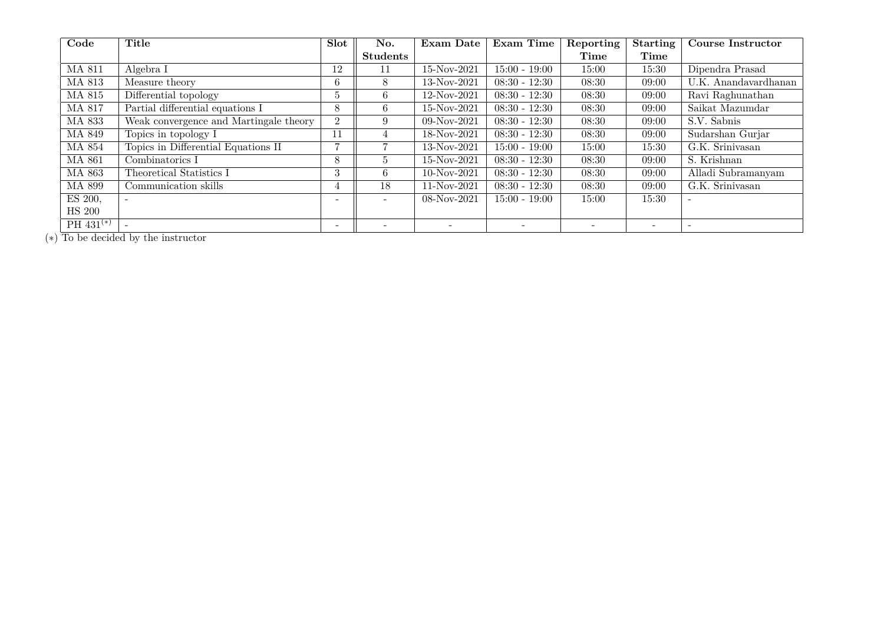| Code | Title | Slot | No. Students | Exam Date | Exam Time | Reporting Time | Starting Time | Course Instructor |
|---|---|---|---|---|---|---|---|---|
| MA 811 | Algebra I | 12 | 11 | 15-Nov-2021 | 15:00 - 19:00 | 15:00 | 15:30 | Dipendra Prasad |
| MA 813 | Measure theory | 6 | 8 | 13-Nov-2021 | 08:30 - 12:30 | 08:30 | 09:00 | U.K. Anandavardhanan |
| MA 815 | Differential topology | 5 | 6 | 12-Nov-2021 | 08:30 - 12:30 | 08:30 | 09:00 | Ravi Raghunathan |
| MA 817 | Partial differential equations I | 8 | 6 | 15-Nov-2021 | 08:30 - 12:30 | 08:30 | 09:00 | Saikat Mazumdar |
| MA 833 | Weak convergence and Martingale theory | 2 | 9 | 09-Nov-2021 | 08:30 - 12:30 | 08:30 | 09:00 | S.V. Sabnis |
| MA 849 | Topics in topology I | 11 | 4 | 18-Nov-2021 | 08:30 - 12:30 | 08:30 | 09:00 | Sudarshan Gurjar |
| MA 854 | Topics in Differential Equations II | 7 | 7 | 13-Nov-2021 | 15:00 - 19:00 | 15:00 | 15:30 | G.K. Srinivasan |
| MA 861 | Combinatorics I | 8 | 5 | 15-Nov-2021 | 08:30 - 12:30 | 08:30 | 09:00 | S. Krishnan |
| MA 863 | Theoretical Statistics I | 3 | 6 | 10-Nov-2021 | 08:30 - 12:30 | 08:30 | 09:00 | Alladi Subramanyam |
| MA 899 | Communication skills | 4 | 18 | 11-Nov-2021 | 08:30 - 12:30 | 08:30 | 09:00 | G.K. Srinivasan |
| ES 200, HS 200 | - | - | - | 08-Nov-2021 | 15:00 - 19:00 | 15:00 | 15:30 | - |
| PH 431(*) | - | - | - | - | - | - | - | - |

(*) To be decided by the instructor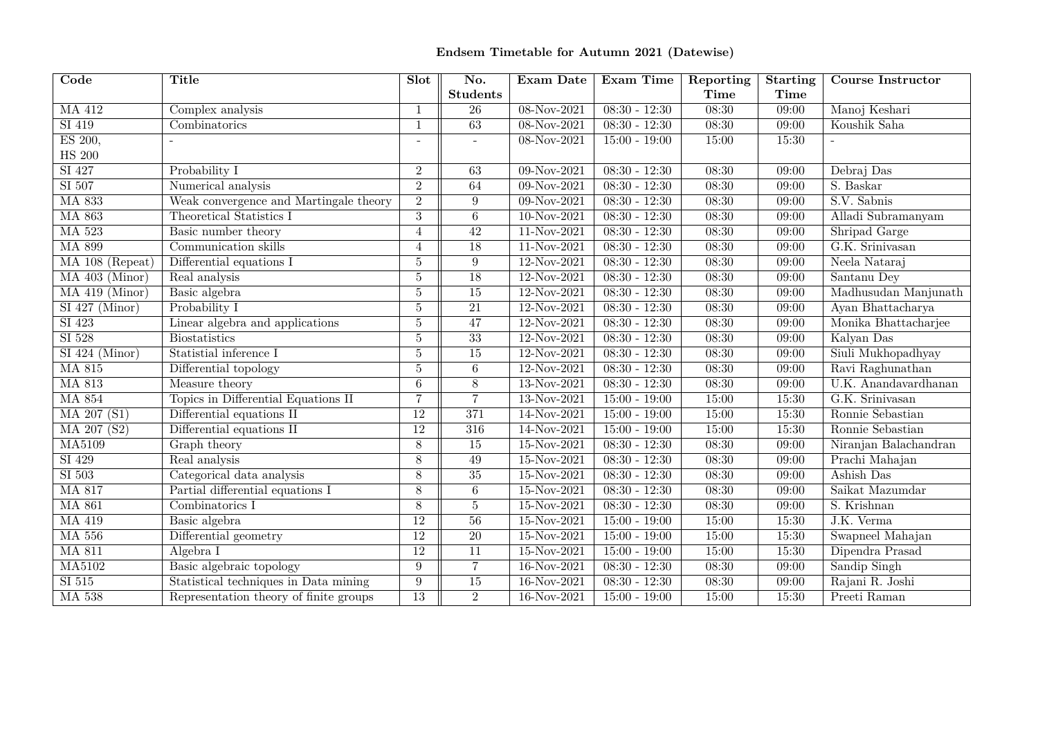**Endsem Timetable for Autumn 2021 (Datewise)**

| Code | Title | Slot | No. Students | Exam Date | Exam Time | Reporting Time | Starting Time | Course Instructor |
|---|---|---|---|---|---|---|---|---|
| MA 412 | Complex analysis | 1 | 26 | 08-Nov-2021 | 08:30 - 12:30 | 08:30 | 09:00 | Manoj Keshari |
| SI 419 | Combinatorics | 1 | 63 | 08-Nov-2021 | 08:30 - 12:30 | 08:30 | 09:00 | Koushik Saha |
| ES 200, HS 200 | - | - | - | 08-Nov-2021 | 15:00 - 19:00 | 15:00 | 15:30 | - |
| SI 427 | Probability I | 2 | 63 | 09-Nov-2021 | 08:30 - 12:30 | 08:30 | 09:00 | Debraj Das |
| SI 507 | Numerical analysis | 2 | 64 | 09-Nov-2021 | 08:30 - 12:30 | 08:30 | 09:00 | S. Baskar |
| MA 833 | Weak convergence and Martingale theory | 2 | 9 | 09-Nov-2021 | 08:30 - 12:30 | 08:30 | 09:00 | S.V. Sabnis |
| MA 863 | Theoretical Statistics I | 3 | 6 | 10-Nov-2021 | 08:30 - 12:30 | 08:30 | 09:00 | Alladi Subramanyam |
| MA 523 | Basic number theory | 4 | 42 | 11-Nov-2021 | 08:30 - 12:30 | 08:30 | 09:00 | Shripad Garge |
| MA 899 | Communication skills | 4 | 18 | 11-Nov-2021 | 08:30 - 12:30 | 08:30 | 09:00 | G.K. Srinivasan |
| MA 108 (Repeat) | Differential equations I | 5 | 9 | 12-Nov-2021 | 08:30 - 12:30 | 08:30 | 09:00 | Neela Nataraj |
| MA 403 (Minor) | Real analysis | 5 | 18 | 12-Nov-2021 | 08:30 - 12:30 | 08:30 | 09:00 | Santanu Dey |
| MA 419 (Minor) | Basic algebra | 5 | 15 | 12-Nov-2021 | 08:30 - 12:30 | 08:30 | 09:00 | Madhusudan Manjunath |
| SI 427 (Minor) | Probability I | 5 | 21 | 12-Nov-2021 | 08:30 - 12:30 | 08:30 | 09:00 | Ayan Bhattacharya |
| SI 423 | Linear algebra and applications | 5 | 47 | 12-Nov-2021 | 08:30 - 12:30 | 08:30 | 09:00 | Monika Bhattacharjee |
| SI 528 | Biostatistics | 5 | 33 | 12-Nov-2021 | 08:30 - 12:30 | 08:30 | 09:00 | Kalyan Das |
| SI 424 (Minor) | Statistial inference I | 5 | 15 | 12-Nov-2021 | 08:30 - 12:30 | 08:30 | 09:00 | Siuli Mukhopadhyay |
| MA 815 | Differential topology | 5 | 6 | 12-Nov-2021 | 08:30 - 12:30 | 08:30 | 09:00 | Ravi Raghunathan |
| MA 813 | Measure theory | 6 | 8 | 13-Nov-2021 | 08:30 - 12:30 | 08:30 | 09:00 | U.K. Anandavardhanan |
| MA 854 | Topics in Differential Equations II | 7 | 7 | 13-Nov-2021 | 15:00 - 19:00 | 15:00 | 15:30 | G.K. Srinivasan |
| MA 207 (S1) | Differential equations II | 12 | 371 | 14-Nov-2021 | 15:00 - 19:00 | 15:00 | 15:30 | Ronnie Sebastian |
| MA 207 (S2) | Differential equations II | 12 | 316 | 14-Nov-2021 | 15:00 - 19:00 | 15:00 | 15:30 | Ronnie Sebastian |
| MA5109 | Graph theory | 8 | 15 | 15-Nov-2021 | 08:30 - 12:30 | 08:30 | 09:00 | Niranjan Balachandran |
| SI 429 | Real analysis | 8 | 49 | 15-Nov-2021 | 08:30 - 12:30 | 08:30 | 09:00 | Prachi Mahajan |
| SI 503 | Categorical data analysis | 8 | 35 | 15-Nov-2021 | 08:30 - 12:30 | 08:30 | 09:00 | Ashish Das |
| MA 817 | Partial differential equations I | 8 | 6 | 15-Nov-2021 | 08:30 - 12:30 | 08:30 | 09:00 | Saikat Mazumdar |
| MA 861 | Combinatorics I | 8 | 5 | 15-Nov-2021 | 08:30 - 12:30 | 08:30 | 09:00 | S. Krishnan |
| MA 419 | Basic algebra | 12 | 56 | 15-Nov-2021 | 15:00 - 19:00 | 15:00 | 15:30 | J.K. Verma |
| MA 556 | Differential geometry | 12 | 20 | 15-Nov-2021 | 15:00 - 19:00 | 15:00 | 15:30 | Swapneel Mahajan |
| MA 811 | Algebra I | 12 | 11 | 15-Nov-2021 | 15:00 - 19:00 | 15:00 | 15:30 | Dipendra Prasad |
| MA5102 | Basic algebraic topology | 9 | 7 | 16-Nov-2021 | 08:30 - 12:30 | 08:30 | 09:00 | Sandip Singh |
| SI 515 | Statistical techniques in Data mining | 9 | 15 | 16-Nov-2021 | 08:30 - 12:30 | 08:30 | 09:00 | Rajani R. Joshi |
| MA 538 | Representation theory of finite groups | 13 | 2 | 16-Nov-2021 | 15:00 - 19:00 | 15:00 | 15:30 | Preeti Raman |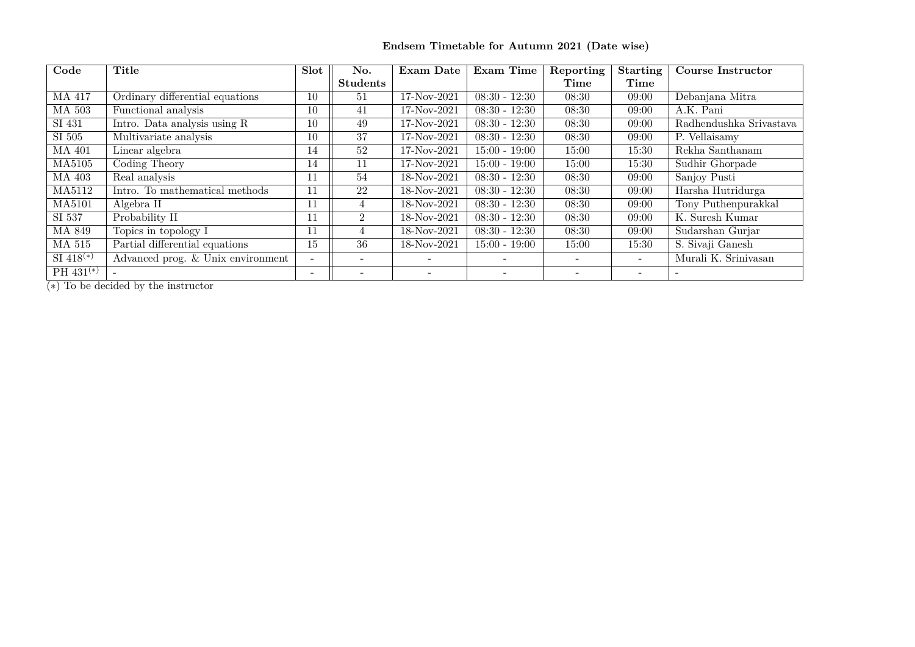**Endsem Timetable for Autumn 2021 (Date wise)**

| Code | Title | Slot | No. Students | Exam Date | Exam Time | Reporting Time | Starting Time | Course Instructor |
|---|---|---|---|---|---|---|---|---|
| MA 417 | Ordinary differential equations | 10 | 51 | 17-Nov-2021 | 08:30 - 12:30 | 08:30 | 09:00 | Debanjana Mitra |
| MA 503 | Functional analysis | 10 | 41 | 17-Nov-2021 | 08:30 - 12:30 | 08:30 | 09:00 | A.K. Pani |
| SI 431 | Intro. Data analysis using R | 10 | 49 | 17-Nov-2021 | 08:30 - 12:30 | 08:30 | 09:00 | Radhendushka Srivastava |
| SI 505 | Multivariate analysis | 10 | 37 | 17-Nov-2021 | 08:30 - 12:30 | 08:30 | 09:00 | P. Vellaisamy |
| MA 401 | Linear algebra | 14 | 52 | 17-Nov-2021 | 15:00 - 19:00 | 15:00 | 15:30 | Rekha Santhanam |
| MA5105 | Coding Theory | 14 | 11 | 17-Nov-2021 | 15:00 - 19:00 | 15:00 | 15:30 | Sudhir Ghorpade |
| MA 403 | Real analysis | 11 | 54 | 18-Nov-2021 | 08:30 - 12:30 | 08:30 | 09:00 | Sanjoy Pusti |
| MA5112 | Intro. To mathematical methods | 11 | 22 | 18-Nov-2021 | 08:30 - 12:30 | 08:30 | 09:00 | Harsha Hutridurga |
| MA5101 | Algebra II | 11 | 4 | 18-Nov-2021 | 08:30 - 12:30 | 08:30 | 09:00 | Tony Puthenpurakkal |
| SI 537 | Probability II | 11 | 2 | 18-Nov-2021 | 08:30 - 12:30 | 08:30 | 09:00 | K. Suresh Kumar |
| MA 849 | Topics in topology I | 11 | 4 | 18-Nov-2021 | 08:30 - 12:30 | 08:30 | 09:00 | Sudarshan Gurjar |
| MA 515 | Partial differential equations | 15 | 36 | 18-Nov-2021 | 15:00 - 19:00 | 15:00 | 15:30 | S. Sivaji Ganesh |
| SI 418(*) | Advanced prog. & Unix environment | - | - | - | - | - | - | Murali K. Srinivasan |
| PH 431(*) | - | - | - | - | - | - | - | - |

(*) To be decided by the instructor